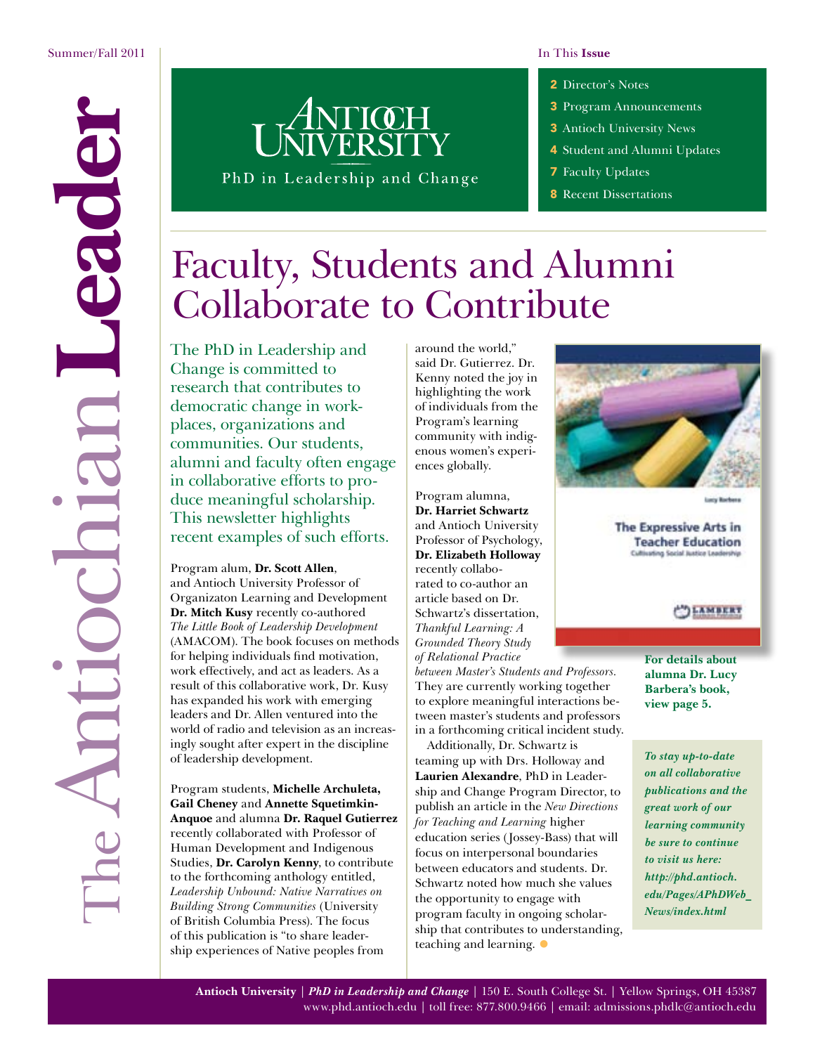Summer/Fall 2011

# The Antiochian Leader

Antioch University
PhD in Leadership and Change

**In This Issue**

- **2** Director's Notes
- **3** Program Announcements
- **3** Antioch University News
- **4** Student and Alumni Updates
- **7** Faculty Updates
- **8** Recent Dissertations

## Faculty, Students and Alumni Collaborate to Contribute

The PhD in Leadership and Change is committed to research that contributes to democratic change in workplaces, organizations and communities. Our students, alumni and faculty often engage in collaborative efforts to produce meaningful scholarship. This newsletter highlights recent examples of such efforts.

Program alum, **Dr. Scott Allen**, and Antioch University Professor of Organizaton Learning and Development **Dr. Mitch Kusy** recently co-authored *The Little Book of Leadership Development* (AMACOM). The book focuses on methods for helping individuals find motivation, work effectively, and act as leaders. As a result of this collaborative work, Dr. Kusy has expanded his work with emerging leaders and Dr. Allen ventured into the world of radio and television as an increasingly sought after expert in the discipline of leadership development.

Program students, **Michelle Archuleta, Gail Cheney** and **Annette Squetimkin-Anquoe** and alumna **Dr. Raquel Gutierrez** recently collaborated with Professor of Human Development and Indigenous Studies, **Dr. Carolyn Kenny**, to contribute to the forthcoming anthology entitled, *Leadership Unbound: Native Narratives on Building Strong Communities* (University of British Columbia Press). The focus of this publication is "to share leadership experiences of Native peoples from around the world," said Dr. Gutierrez. Dr. Kenny noted the joy in highlighting the work of individuals from the Program's learning community with indigenous women's experiences globally.

Program alumna, **Dr. Harriet Schwartz** and Antioch University Professor of Psychology, **Dr. Elizabeth Holloway** recently collaborated to co-author an article based on Dr. Schwartz's dissertation, *Thankful Learning: A Grounded Theory Study of Relational Practice between Master's Students and Professors.* They are currently working together to explore meaningful interactions between master's students and professors in a forthcoming critical incident study.

Additionally, Dr. Schwartz is teaming up with Drs. Holloway and **Laurien Alexandre**, PhD in Leadership and Change Program Director, to publish an article in the *New Directions for Teaching and Learning* higher education series (Jossey-Bass) that will focus on interpersonal boundaries between educators and students. Dr. Schwartz noted how much she values the opportunity to engage with program faculty in ongoing scholarship that contributes to understanding, teaching and learning.

Lucy Barbera
The Expressive Arts in Teacher Education
Cultivating Social Justice Leadership
LAMBERT

**For details about alumna Dr. Lucy Barbera's book, view page 5.**

***To stay up-to-date on all collaborative publications and the great work of our learning community be sure to continue to visit us here: http://phd.antioch.edu/Pages/APhDWeb_News/index.html***

**Antioch University** | ***PhD in Leadership and Change*** | 150 E. South College St. | Yellow Springs, OH 45387
www.phd.antioch.edu | toll free: 877.800.9466 | email: admissions.phdlc@antioch.edu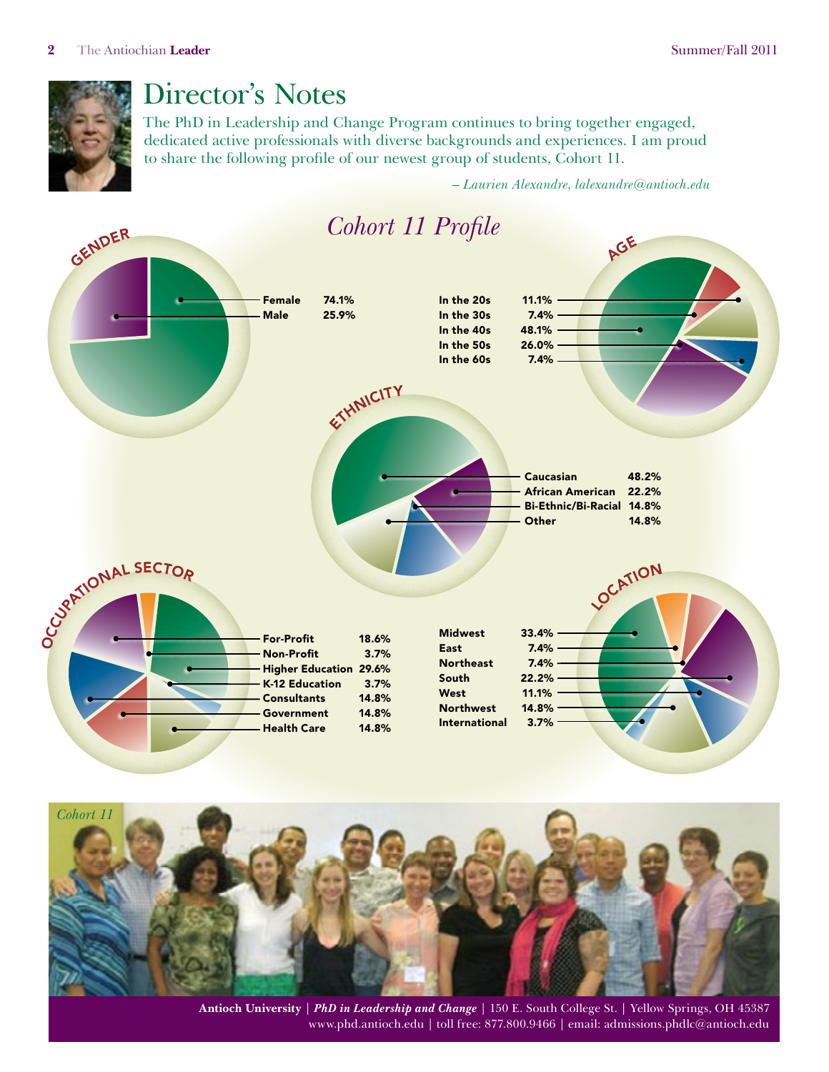# Director's Notes

The PhD in Leadership and Change Program continues to bring together engaged, dedicated active professionals with diverse backgrounds and experiences. I am proud to share the following profile of our newest group of students, Cohort 11.

*– Laurien Alexandre, lalexandre@antioch.edu*

## *Cohort 11 Profile*

### GENDER

| | |
|---|---|
| Female | 74.1% |
| Male | 25.9% |

### AGE

| | |
|---|---|
| In the 20s | 11.1% |
| In the 30s | 7.4% |
| In the 40s | 48.1% |
| In the 50s | 26.0% |
| In the 60s | 7.4% |

### ETHNICITY

| | |
|---|---|
| Caucasian | 48.2% |
| African American | 22.2% |
| Bi-Ethnic/Bi-Racial | 14.8% |
| Other | 14.8% |

### OCCUPATIONAL SECTOR

| | |
|---|---|
| For-Profit | 18.6% |
| Non-Profit | 3.7% |
| Higher Education | 29.6% |
| K-12 Education | 3.7% |
| Consultants | 14.8% |
| Government | 14.8% |
| Health Care | 14.8% |

### LOCATION

| | |
|---|---|
| Midwest | 33.4% |
| East | 7.4% |
| Northeast | 7.4% |
| South | 22.2% |
| West | 11.1% |
| Northwest | 14.8% |
| International | 3.7% |

*Cohort 11*

**Antioch University** | ***PhD in Leadership and Change*** | 150 E. South College St. | Yellow Springs, OH 45387
www.phd.antioch.edu | toll free: 877.800.9466 | email: admissions.phdlc@antioch.edu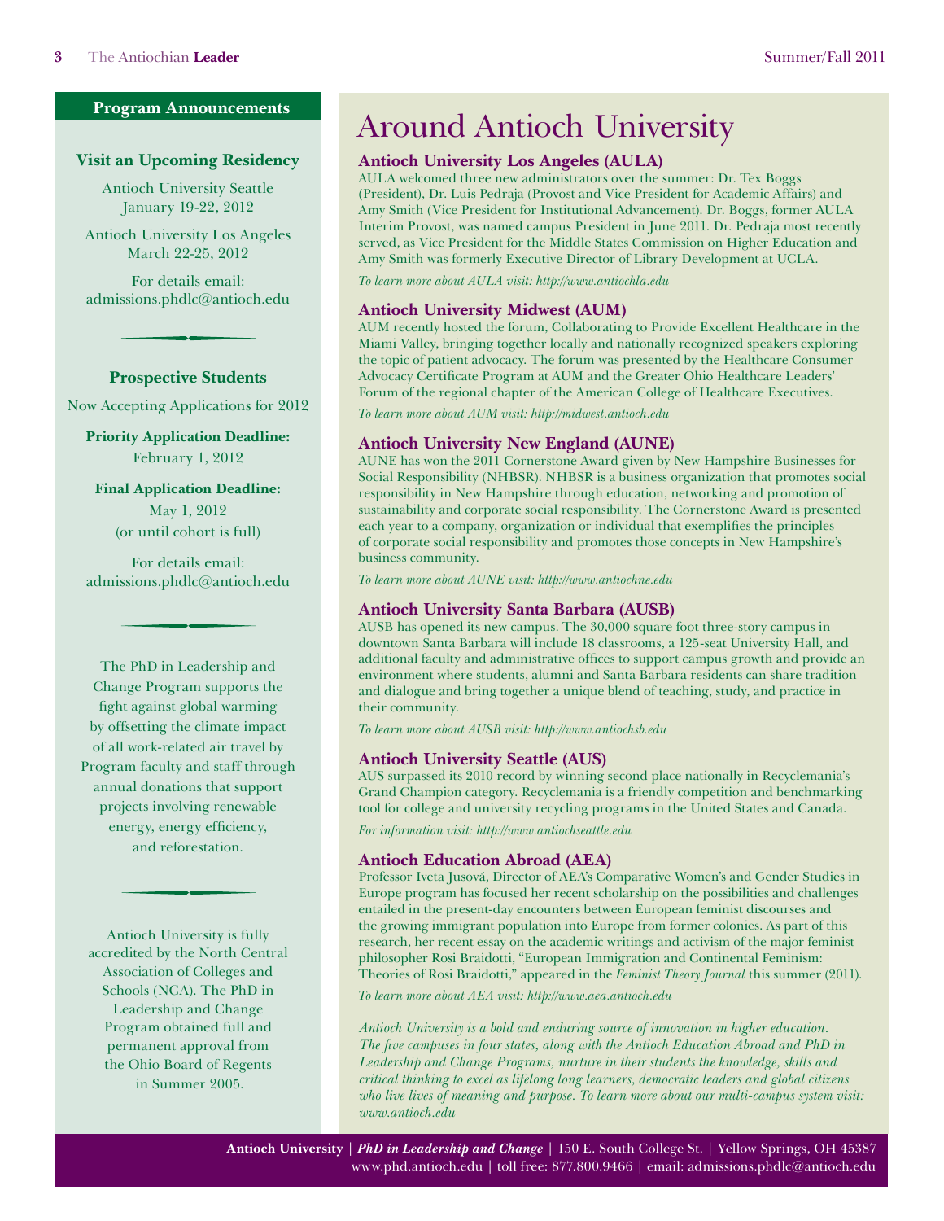## Program Announcements

### Visit an Upcoming Residency

Antioch University Seattle
January 19-22, 2012

Antioch University Los Angeles
March 22-25, 2012

For details email:
admissions.phdlc@antioch.edu

### Prospective Students

Now Accepting Applications for 2012

**Priority Application Deadline:**
February 1, 2012

**Final Application Deadline:**
May 1, 2012
(or until cohort is full)

For details email:
admissions.phdlc@antioch.edu

The PhD in Leadership and Change Program supports the fight against global warming by offsetting the climate impact of all work-related air travel by Program faculty and staff through annual donations that support projects involving renewable energy, energy efficiency, and reforestation.

Antioch University is fully accredited by the North Central Association of Colleges and Schools (NCA). The PhD in Leadership and Change Program obtained full and permanent approval from the Ohio Board of Regents in Summer 2005.

# Around Antioch University

### Antioch University Los Angeles (AULA)

AULA welcomed three new administrators over the summer: Dr. Tex Boggs (President), Dr. Luis Pedraja (Provost and Vice President for Academic Affairs) and Amy Smith (Vice President for Institutional Advancement). Dr. Boggs, former AULA Interim Provost, was named campus President in June 2011. Dr. Pedraja most recently served, as Vice President for the Middle States Commission on Higher Education and Amy Smith was formerly Executive Director of Library Development at UCLA.

*To learn more about AULA visit: http://www.antiochla.edu*

### Antioch University Midwest (AUM)

AUM recently hosted the forum, Collaborating to Provide Excellent Healthcare in the Miami Valley, bringing together locally and nationally recognized speakers exploring the topic of patient advocacy. The forum was presented by the Healthcare Consumer Advocacy Certificate Program at AUM and the Greater Ohio Healthcare Leaders' Forum of the regional chapter of the American College of Healthcare Executives.

*To learn more about AUM visit: http://midwest.antioch.edu*

### Antioch University New England (AUNE)

AUNE has won the 2011 Cornerstone Award given by New Hampshire Businesses for Social Responsibility (NHBSR). NHBSR is a business organization that promotes social responsibility in New Hampshire through education, networking and promotion of sustainability and corporate social responsibility. The Cornerstone Award is presented each year to a company, organization or individual that exemplifies the principles of corporate social responsibility and promotes those concepts in New Hampshire's business community.

*To learn more about AUNE visit: http://www.antiochne.edu*

### Antioch University Santa Barbara (AUSB)

AUSB has opened its new campus. The 30,000 square foot three-story campus in downtown Santa Barbara will include 18 classrooms, a 125-seat University Hall, and additional faculty and administrative offices to support campus growth and provide an environment where students, alumni and Santa Barbara residents can share tradition and dialogue and bring together a unique blend of teaching, study, and practice in their community.

*To learn more about AUSB visit: http://www.antiochsb.edu*

### Antioch University Seattle (AUS)

AUS surpassed its 2010 record by winning second place nationally in Recyclemania's Grand Champion category. Recyclemania is a friendly competition and benchmarking tool for college and university recycling programs in the United States and Canada.

*For information visit: http://www.antiochseattle.edu*

### Antioch Education Abroad (AEA)

Professor Iveta Jusová, Director of AEA's Comparative Women's and Gender Studies in Europe program has focused her recent scholarship on the possibilities and challenges entailed in the present-day encounters between European feminist discourses and the growing immigrant population into Europe from former colonies. As part of this research, her recent essay on the academic writings and activism of the major feminist philosopher Rosi Braidotti, "European Immigration and Continental Feminism: Theories of Rosi Braidotti," appeared in the *Feminist Theory Journal* this summer (2011).

*To learn more about AEA visit: http://www.aea.antioch.edu*

*Antioch University is a bold and enduring source of innovation in higher education. The five campuses in four states, along with the Antioch Education Abroad and PhD in Leadership and Change Programs, nurture in their students the knowledge, skills and critical thinking to excel as lifelong long learners, democratic leaders and global citizens who live lives of meaning and purpose. To learn more about our multi-campus system visit: www.antioch.edu*

**Antioch University** | ***PhD in Leadership and Change*** | 150 E. South College St. | Yellow Springs, OH 45387
www.phd.antioch.edu | toll free: 877.800.9466 | email: admissions.phdlc@antioch.edu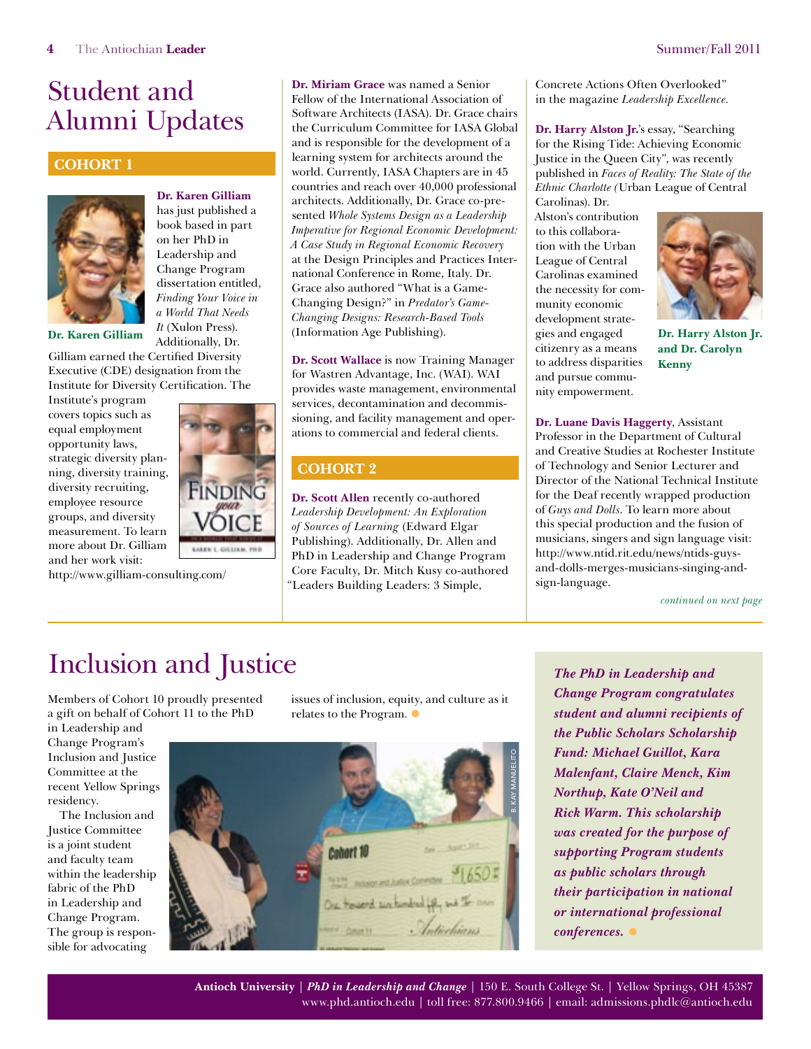# Student and Alumni Updates

## COHORT 1

**Dr. Karen Gilliam** has just published a book based in part on her PhD in Leadership and Change Program dissertation entitled, *Finding Your Voice in a World That Needs It* (Xulon Press). Additionally, Dr. Gilliam earned the Certified Diversity Executive (CDE) designation from the Institute for Diversity Certification. The Institute's program covers topics such as equal employment opportunity laws, strategic diversity planning, diversity training, diversity recruiting, employee resource groups, and diversity measurement. To learn more about Dr. Gilliam and her work visit: http://www.gilliam-consulting.com/

Dr. Karen Gilliam

**Dr. Miriam Grace** was named a Senior Fellow of the International Association of Software Architects (IASA). Dr. Grace chairs the Curriculum Committee for IASA Global and is responsible for the development of a learning system for architects around the world. Currently, IASA Chapters are in 45 countries and reach over 40,000 professional architects. Additionally, Dr. Grace co-presented *Whole Systems Design as a Leadership Imperative for Regional Economic Development: A Case Study in Regional Economic Recovery* at the Design Principles and Practices International Conference in Rome, Italy. Dr. Grace also authored "What is a Game-Changing Design?" in *Predator's Game-Changing Designs: Research-Based Tools* (Information Age Publishing).

**Dr. Scott Wallace** is now Training Manager for Wastren Advantage, Inc. (WAI). WAI provides waste management, environmental services, decontamination and decommissioning, and facility management and operations to commercial and federal clients.

## COHORT 2

**Dr. Scott Allen** recently co-authored *Leadership Development: An Exploration of Sources of Learning* (Edward Elgar Publishing). Additionally, Dr. Allen and PhD in Leadership and Change Program Core Faculty, Dr. Mitch Kusy co-authored "Leaders Building Leaders: 3 Simple, Concrete Actions Often Overlooked" in the magazine *Leadership Excellence.*

**Dr. Harry Alston Jr.**'s essay, "Searching for the Rising Tide: Achieving Economic Justice in the Queen City", was recently published in *Faces of Reality: The State of the Ethnic Charlotte (*Urban League of Central Carolinas). Dr. Alston's contribution to this collaboration with the Urban League of Central Carolinas examined the necessity for community economic development strategies and engaged citizenry as a means to address disparities and pursue community empowerment.

Dr. Harry Alston Jr. and Dr. Carolyn Kenny

**Dr. Luane Davis Haggerty**, Assistant Professor in the Department of Cultural and Creative Studies at Rochester Institute of Technology and Senior Lecturer and Director of the National Technical Institute for the Deaf recently wrapped production of *Guys and Dolls*. To learn more about this special production and the fusion of musicians, singers and sign language visit: http://www.ntid.rit.edu/news/ntids-guys-and-dolls-merges-musicians-singing-and-sign-language.

*continued on next page*

# Inclusion and Justice

Members of Cohort 10 proudly presented a gift on behalf of Cohort 11 to the PhD in Leadership and Change Program's Inclusion and Justice Committee at the recent Yellow Springs residency.

The Inclusion and Justice Committee is a joint student and faculty team within the leadership fabric of the PhD in Leadership and Change Program. The group is responsible for advocating issues of inclusion, equity, and culture as it relates to the Program.

***The PhD in Leadership and Change Program congratulates student and alumni recipients of the Public Scholars Scholarship Fund: Michael Guillot, Kara Malenfant, Claire Menck, Kim Northup, Kate O'Neil and Rick Warm. This scholarship was created for the purpose of supporting Program students as public scholars through their participation in national or international professional conferences.***

**Antioch University** | ***PhD in Leadership and Change*** | 150 E. South College St. | Yellow Springs, OH 45387
www.phd.antioch.edu | toll free: 877.800.9466 | email: admissions.phdlc@antioch.edu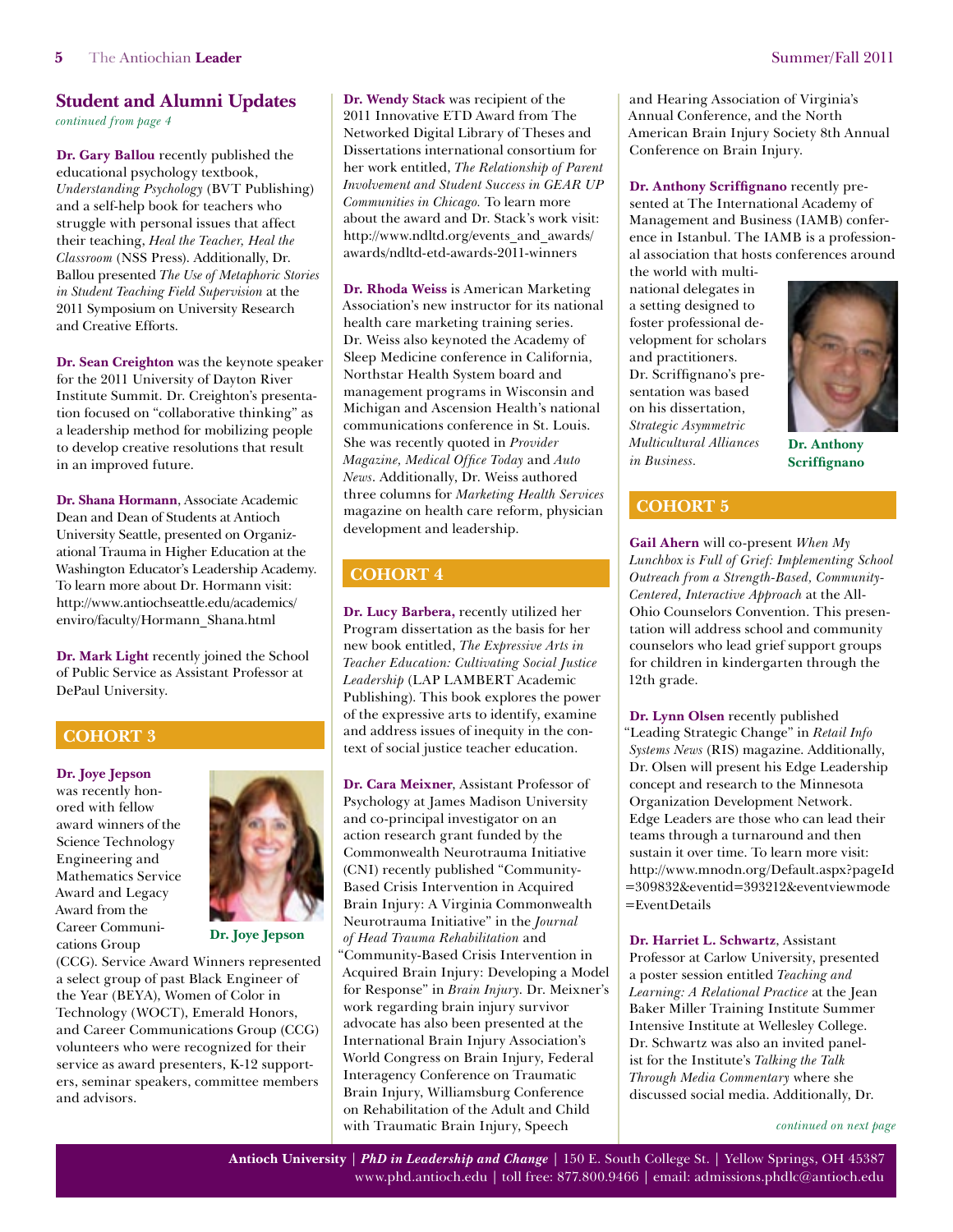## Student and Alumni Updates

*continued from page 4*

**Dr. Gary Ballou** recently published the educational psychology textbook, *Understanding Psychology* (BVT Publishing) and a self-help book for teachers who struggle with personal issues that affect their teaching, *Heal the Teacher, Heal the Classroom* (NSS Press). Additionally, Dr. Ballou presented *The Use of Metaphoric Stories in Student Teaching Field Supervision* at the 2011 Symposium on University Research and Creative Efforts.

**Dr. Sean Creighton** was the keynote speaker for the 2011 University of Dayton River Institute Summit. Dr. Creighton's presentation focused on "collaborative thinking" as a leadership method for mobilizing people to develop creative resolutions that result in an improved future.

**Dr. Shana Hormann**, Associate Academic Dean and Dean of Students at Antioch University Seattle, presented on Organizational Trauma in Higher Education at the Washington Educator's Leadership Academy. To learn more about Dr. Hormann visit: http://www.antiochseattle.edu/academics/enviro/faculty/Hormann_Shana.html

**Dr. Mark Light** recently joined the School of Public Service as Assistant Professor at DePaul University.

### COHORT 3

**Dr. Joye Jepson** was recently honored with fellow award winners of the Science Technology Engineering and Mathematics Service Award and Legacy Award from the Career Communications Group (CCG). Service Award Winners represented a select group of past Black Engineer of the Year (BEYA), Women of Color in Technology (WOCT), Emerald Honors, and Career Communications Group (CCG) volunteers who were recognized for their service as award presenters, K-12 supporters, seminar speakers, committee members and advisors.

**Dr. Joye Jepson**

**Dr. Wendy Stack** was recipient of the 2011 Innovative ETD Award from The Networked Digital Library of Theses and Dissertations international consortium for her work entitled, *The Relationship of Parent Involvement and Student Success in GEAR UP Communities in Chicago.* To learn more about the award and Dr. Stack's work visit: http://www.ndltd.org/events_and_awards/awards/ndltd-etd-awards-2011-winners

**Dr. Rhoda Weiss** is American Marketing Association's new instructor for its national health care marketing training series. Dr. Weiss also keynoted the Academy of Sleep Medicine conference in California, Northstar Health System board and management programs in Wisconsin and Michigan and Ascension Health's national communications conference in St. Louis. She was recently quoted in *Provider Magazine, Medical Office Today* and *Auto News*. Additionally, Dr. Weiss authored three columns for *Marketing Health Services* magazine on health care reform, physician development and leadership.

### COHORT 4

**Dr. Lucy Barbera,** recently utilized her Program dissertation as the basis for her new book entitled, *The Expressive Arts in Teacher Education: Cultivating Social Justice Leadership* (LAP LAMBERT Academic Publishing). This book explores the power of the expressive arts to identify, examine and address issues of inequity in the context of social justice teacher education.

**Dr. Cara Meixner**, Assistant Professor of Psychology at James Madison University and co-principal investigator on an action research grant funded by the Commonwealth Neurotrauma Initiative (CNI) recently published "Community-Based Crisis Intervention in Acquired Brain Injury: A Virginia Commonwealth Neurotrauma Initiative" in the *Journal of Head Trauma Rehabilitation* and "Community-Based Crisis Intervention in Acquired Brain Injury: Developing a Model for Response" in *Brain Injury*. Dr. Meixner's work regarding brain injury survivor advocate has also been presented at the International Brain Injury Association's World Congress on Brain Injury, Federal Interagency Conference on Traumatic Brain Injury, Williamsburg Conference on Rehabilitation of the Adult and Child with Traumatic Brain Injury, Speech and Hearing Association of Virginia's Annual Conference, and the North American Brain Injury Society 8th Annual Conference on Brain Injury.

**Dr. Anthony Scriffignano** recently presented at The International Academy of Management and Business (IAMB) conference in Istanbul. The IAMB is a professional association that hosts conferences around the world with multinational delegates in a setting designed to foster professional development for scholars and practitioners. Dr. Scriffignano's presentation was based on his dissertation, *Strategic Asymmetric Multicultural Alliances in Business.*

**Dr. Anthony Scriffignano**

### COHORT 5

**Gail Ahern** will co-present *When My Lunchbox is Full of Grief: Implementing School Outreach from a Strength-Based, Community-Centered, Interactive Approach* at the All-Ohio Counselors Convention. This presentation will address school and community counselors who lead grief support groups for children in kindergarten through the 12th grade.

**Dr. Lynn Olsen** recently published "Leading Strategic Change" in *Retail Info Systems News* (RIS) magazine. Additionally, Dr. Olsen will present his Edge Leadership concept and research to the Minnesota Organization Development Network. Edge Leaders are those who can lead their teams through a turnaround and then sustain it over time. To learn more visit: http://www.mnodn.org/Default.aspx?pageId=309832&eventid=393212&eventviewmode=EventDetails

**Dr. Harriet L. Schwartz**, Assistant Professor at Carlow University, presented a poster session entitled *Teaching and Learning: A Relational Practice* at the Jean Baker Miller Training Institute Summer Intensive Institute at Wellesley College. Dr. Schwartz was also an invited panelist for the Institute's *Talking the Talk Through Media Commentary* where she discussed social media. Additionally, Dr.

*continued on next page*

**Antioch University** | ***PhD in Leadership and Change*** | 150 E. South College St. | Yellow Springs, OH 45387
www.phd.antioch.edu | toll free: 877.800.9466 | email: admissions.phdlc@antioch.edu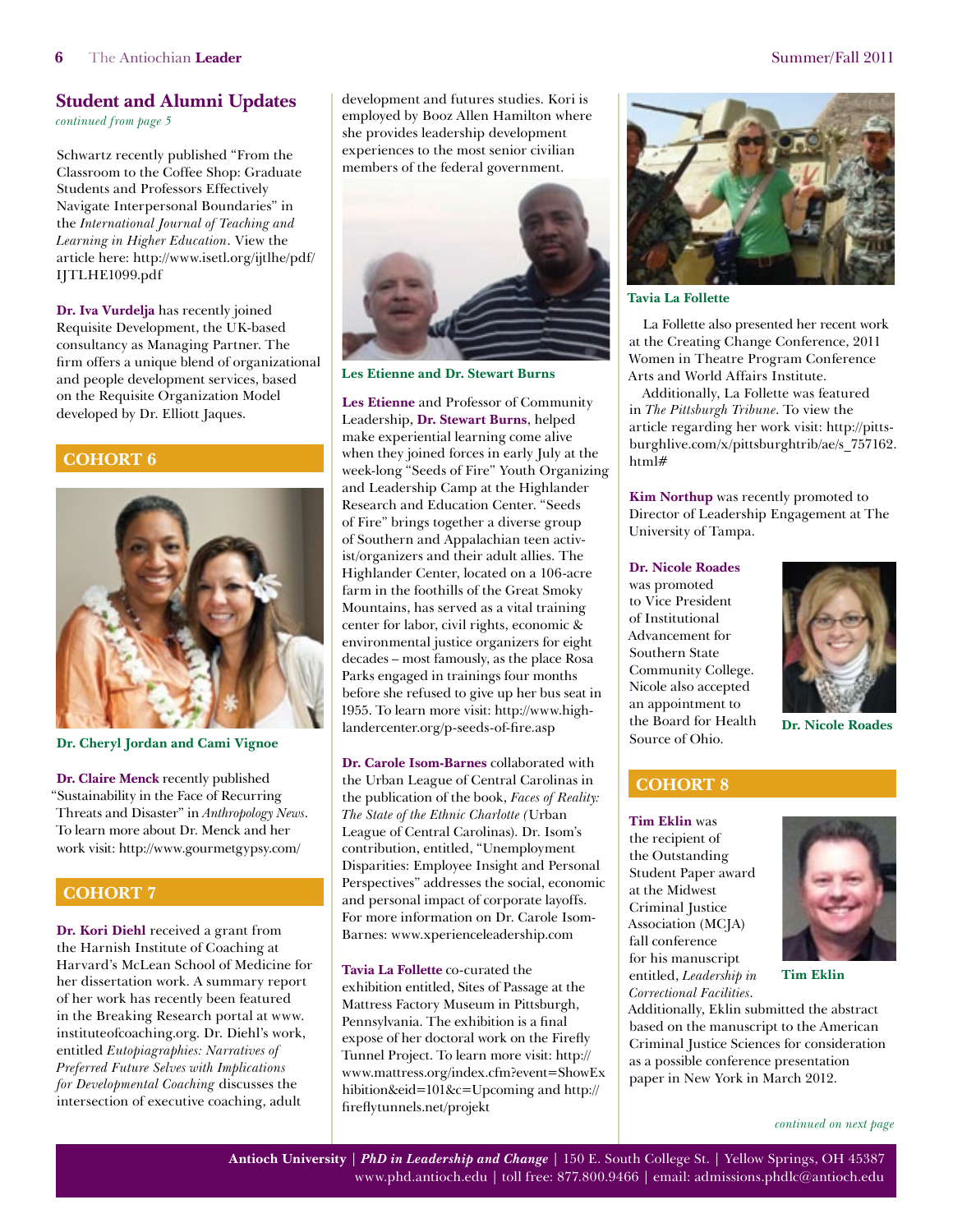## Student and Alumni Updates

*continued from page 5*

Schwartz recently published "From the Classroom to the Coffee Shop: Graduate Students and Professors Effectively Navigate Interpersonal Boundaries" in the *International Journal of Teaching and Learning in Higher Education*. View the article here: http://www.isetl.org/ijtlhe/pdf/IJTLHE1099.pdf

**Dr. Iva Vurdelja** has recently joined Requisite Development, the UK-based consultancy as Managing Partner. The firm offers a unique blend of organizational and people development services, based on the Requisite Organization Model developed by Dr. Elliott Jaques.

### COHORT 6

Dr. Cheryl Jordan and Cami Vignoe

**Dr. Claire Menck** recently published "Sustainability in the Face of Recurring Threats and Disaster" in *Anthropology News*. To learn more about Dr. Menck and her work visit: http://www.gourmetgypsy.com/

### COHORT 7

**Dr. Kori Diehl** received a grant from the Harnish Institute of Coaching at Harvard's McLean School of Medicine for her dissertation work. A summary report of her work has recently been featured in the Breaking Research portal at www.instituteofcoaching.org. Dr. Diehl's work, entitled *Eutopiagraphies: Narratives of Preferred Future Selves with Implications for Developmental Coaching* discusses the intersection of executive coaching, adult development and futures studies. Kori is employed by Booz Allen Hamilton where she provides leadership development experiences to the most senior civilian members of the federal government.

Les Etienne and Dr. Stewart Burns

**Les Etienne** and Professor of Community Leadership, **Dr. Stewart Burns**, helped make experiential learning come alive when they joined forces in early July at the week-long "Seeds of Fire" Youth Organizing and Leadership Camp at the Highlander Research and Education Center. "Seeds of Fire" brings together a diverse group of Southern and Appalachian teen activist/organizers and their adult allies. The Highlander Center, located on a 106-acre farm in the foothills of the Great Smoky Mountains, has served as a vital training center for labor, civil rights, economic & environmental justice organizers for eight decades – most famously, as the place Rosa Parks engaged in trainings four months before she refused to give up her bus seat in 1955. To learn more visit: http://www.highlandercenter.org/p-seeds-of-fire.asp

**Dr. Carole Isom-Barnes** collaborated with the Urban League of Central Carolinas in the publication of the book, *Faces of Reality: The State of the Ethnic Charlotte (*Urban League of Central Carolinas). Dr. Isom's contribution, entitled, "Unemployment Disparities: Employee Insight and Personal Perspectives" addresses the social, economic and personal impact of corporate layoffs. For more information on Dr. Carole Isom-Barnes: www.xperienceleadership.com

**Tavia La Follette** co-curated the exhibition entitled, Sites of Passage at the Mattress Factory Museum in Pittsburgh, Pennsylvania. The exhibition is a final expose of her doctoral work on the Firefly Tunnel Project. To learn more visit: http://www.mattress.org/index.cfm?event=ShowExhibition&eid=101&c=Upcoming and http://fireflytunnels.net/projekt

Tavia La Follette

La Follette also presented her recent work at the Creating Change Conference, 2011 Women in Theatre Program Conference Arts and World Affairs Institute.

Additionally, La Follette was featured in *The Pittsburgh Tribune*. To view the article regarding her work visit: http://pittsburghlive.com/x/pittsburghtrib/ae/s_757162.html#

**Kim Northup** was recently promoted to Director of Leadership Engagement at The University of Tampa.

**Dr. Nicole Roades** was promoted to Vice President of Institutional Advancement for Southern State Community College. Nicole also accepted an appointment to the Board for Health Source of Ohio.

Dr. Nicole Roades

### COHORT 8

**Tim Eklin** was the recipient of the Outstanding Student Paper award at the Midwest Criminal Justice Association (MCJA) fall conference for his manuscript entitled, *Leadership in Correctional Facilities*. Additionally, Eklin submitted the abstract based on the manuscript to the American Criminal Justice Sciences for consideration as a possible conference presentation paper in New York in March 2012.

Tim Eklin

*continued on next page*

**Antioch University** | ***PhD in Leadership and Change*** | 150 E. South College St. | Yellow Springs, OH 45387
www.phd.antioch.edu | toll free: 877.800.9466 | email: admissions.phdlc@antioch.edu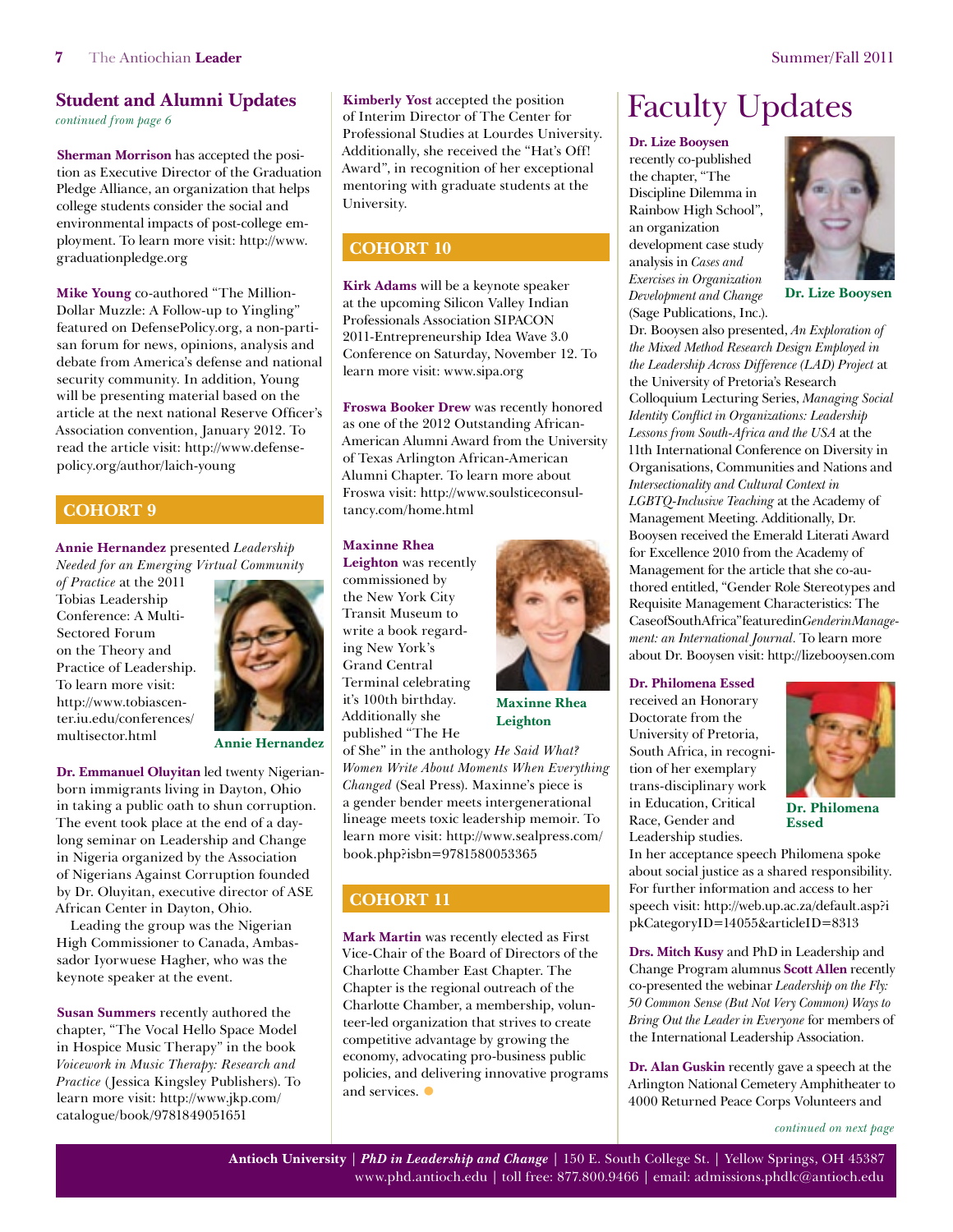## Student and Alumni Updates

*continued from page 6*

**Sherman Morrison** has accepted the position as Executive Director of the Graduation Pledge Alliance, an organization that helps college students consider the social and environmental impacts of post-college employment. To learn more visit: http://www.graduationpledge.org

**Mike Young** co-authored "The Million-Dollar Muzzle: A Follow-up to Yingling" featured on DefensePolicy.org, a non-partisan forum for news, opinions, analysis and debate from America's defense and national security community. In addition, Young will be presenting material based on the article at the next national Reserve Officer's Association convention, January 2012. To read the article visit: http://www.defense-policy.org/author/laich-young

### COHORT 9

**Annie Hernandez** presented *Leadership Needed for an Emerging Virtual Community of Practice* at the 2011 Tobias Leadership Conference: A Multi-Sectored Forum on the Theory and Practice of Leadership. To learn more visit: http://www.tobiascenter.iu.edu/conferences/multisector.html

Annie Hernandez

**Dr. Emmanuel Oluyitan** led twenty Nigerian-born immigrants living in Dayton, Ohio in taking a public oath to shun corruption. The event took place at the end of a day-long seminar on Leadership and Change in Nigeria organized by the Association of Nigerians Against Corruption founded by Dr. Oluyitan, executive director of ASE African Center in Dayton, Ohio.

Leading the group was the Nigerian High Commissioner to Canada, Ambassador Iyorwuese Hagher, who was the keynote speaker at the event.

**Susan Summers** recently authored the chapter, "The Vocal Hello Space Model in Hospice Music Therapy" in the book *Voicework in Music Therapy: Research and Practice* (Jessica Kingsley Publishers). To learn more visit: http://www.jkp.com/catalogue/book/9781849051651

**Kimberly Yost** accepted the position of Interim Director of The Center for Professional Studies at Lourdes University. Additionally, she received the "Hat's Off! Award", in recognition of her exceptional mentoring with graduate students at the University.

### COHORT 10

**Kirk Adams** will be a keynote speaker at the upcoming Silicon Valley Indian Professionals Association SIPACON 2011-Entrepreneurship Idea Wave 3.0 Conference on Saturday, November 12. To learn more visit: www.sipa.org

**Froswa Booker Drew** was recently honored as one of the 2012 Outstanding African-American Alumni Award from the University of Texas Arlington African-American Alumni Chapter. To learn more about Froswa visit: http://www.soulsticeconsultancy.com/home.html

**Maxinne Rhea Leighton** was recently commissioned by the New York City Transit Museum to write a book regarding New York's Grand Central Terminal celebrating it's 100th birthday. Additionally she published "The He of She" in the anthology *He Said What? Women Write About Moments When Everything Changed* (Seal Press). Maxinne's piece is a gender bender meets intergenerational lineage meets toxic leadership memoir. To learn more visit: http://www.sealpress.com/book.php?isbn=9781580053365

Maxinne Rhea Leighton

### COHORT 11

**Mark Martin** was recently elected as First Vice-Chair of the Board of Directors of the Charlotte Chamber East Chapter. The Chapter is the regional outreach of the Charlotte Chamber, a membership, volunteer-led organization that strives to create competitive advantage by growing the economy, advocating pro-business public policies, and delivering innovative programs and services.

# Faculty Updates

**Dr. Lize Booysen** recently co-published the chapter, "The Discipline Dilemma in Rainbow High School", an organization development case study analysis in *Cases and Exercises in Organization Development and Change* (Sage Publications, Inc.).

Dr. Lize Booysen

Dr. Booysen also presented, *An Exploration of the Mixed Method Research Design Employed in the Leadership Across Difference (LAD) Project* at the University of Pretoria's Research Colloquium Lecturing Series, *Managing Social Identity Conflict in Organizations: Leadership Lessons from South-Africa and the USA* at the 11th International Conference on Diversity in Organisations, Communities and Nations and *Intersectionality and Cultural Context in LGBTQ-Inclusive Teaching* at the Academy of Management Meeting. Additionally, Dr. Booysen received the Emerald Literati Award for Excellence 2010 from the Academy of Management for the article that she co-authored entitled, "Gender Role Stereotypes and Requisite Management Characteristics: The Case of South Africa" featured in *Gender in Management: an International Journal*. To learn more about Dr. Booysen visit: http://lizebooysen.com

**Dr. Philomena Essed** received an Honorary Doctorate from the University of Pretoria, South Africa, in recognition of her exemplary trans-disciplinary work in Education, Critical Race, Gender and Leadership studies.

Dr. Philomena Essed

In her acceptance speech Philomena spoke about social justice as a shared responsibility. For further information and access to her speech visit: http://web.up.ac.za/default.asp?ipkCategoryID=14055&articleID=8313

**Drs. Mitch Kusy** and PhD in Leadership and Change Program alumnus **Scott Allen** recently co-presented the webinar *Leadership on the Fly: 50 Common Sense (But Not Very Common) Ways to Bring Out the Leader in Everyone* for members of the International Leadership Association.

**Dr. Alan Guskin** recently gave a speech at the Arlington National Cemetery Amphitheater to 4000 Returned Peace Corps Volunteers and

*continued on next page*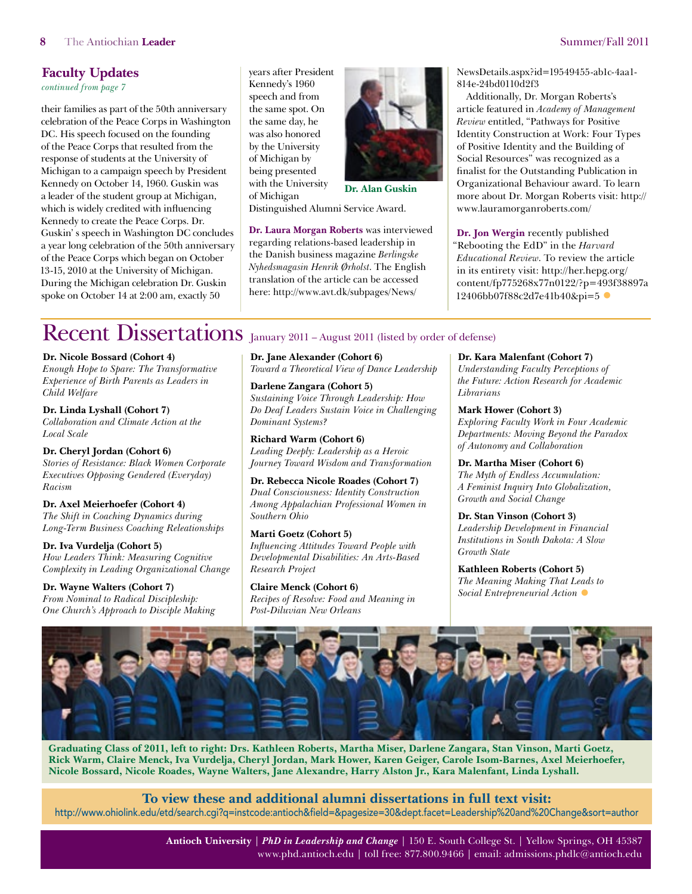## Faculty Updates

*continued from page 7*

their families as part of the 50th anniversary celebration of the Peace Corps in Washington DC. His speech focused on the founding of the Peace Corps that resulted from the response of students at the University of Michigan to a campaign speech by President Kennedy on October 14, 1960. Guskin was a leader of the student group at Michigan, which is widely credited with influencing Kennedy to create the Peace Corps. Dr. Guskin' s speech in Washington DC concludes a year long celebration of the 50th anniversary of the Peace Corps which began on October 13-15, 2010 at the University of Michigan. During the Michigan celebration Dr. Guskin spoke on October 14 at 2:00 am, exactly 50 years after President Kennedy's 1960 speech and from the same spot. On the same day, he was also honored by the University of Michigan by being presented with the University of Michigan Distinguished Alumni Service Award.

**Dr. Alan Guskin**

**Dr. Laura Morgan Roberts** was interviewed regarding relations-based leadership in the Danish business magazine *Berlingske Nyhedsmagasin Henrik Ørholst*. The English translation of the article can be accessed here: http://www.avt.dk/subpages/News/NewsDetails.aspx?id=19549455-ab1c-4aa1-814e-24bd0110d2f3

Additionally, Dr. Morgan Roberts's article featured in *Academy of Management Review* entitled, "Pathways for Positive Identity Construction at Work: Four Types of Positive Identity and the Building of Social Resources" was recognized as a finalist for the Outstanding Publication in Organizational Behaviour award. To learn more about Dr. Morgan Roberts visit: http://www.lauramorganroberts.com/

**Dr. Jon Wergin** recently published "Rebooting the EdD" in the *Harvard Educational Review*. To review the article in its entirety visit: http://her.hepg.org/content/fp775268x77n0122/?p=493f38897a12406bb07f88c2d7e41b40&pi=5

# Recent Dissertations January 2011 – August 2011 (listed by order of defense)

**Dr. Nicole Bossard (Cohort 4)**
*Enough Hope to Spare: The Transformative Experience of Birth Parents as Leaders in Child Welfare*

**Dr. Linda Lyshall (Cohort 7)**
*Collaboration and Climate Action at the Local Scale*

**Dr. Cheryl Jordan (Cohort 6)**
*Stories of Resistance: Black Women Corporate Executives Opposing Gendered (Everyday) Racism*

**Dr. Axel Meierhoefer (Cohort 4)**
*The Shift in Coaching Dynamics during Long-Term Business Coaching Releationships*

**Dr. Iva Vurdelja (Cohort 5)**
*How Leaders Think: Measuring Cognitive Complexity in Leading Organizational Change*

**Dr. Wayne Walters (Cohort 7)**
*From Nominal to Radical Discipleship: One Church's Approach to Disciple Making*

**Dr. Jane Alexander (Cohort 6)**
*Toward a Theoretical View of Dance Leadership*

**Darlene Zangara (Cohort 5)**
*Sustaining Voice Through Leadership: How Do Deaf Leaders Sustain Voice in Challenging Dominant Systems?*

**Richard Warm (Cohort 6)**
*Leading Deeply: Leadership as a Heroic Journey Toward Wisdom and Transformation*

**Dr. Rebecca Nicole Roades (Cohort 7)**
*Dual Consciousness: Identity Construction Among Appalachian Professional Women in Southern Ohio*

**Marti Goetz (Cohort 5)**
*Influencing Attitudes Toward People with Developmental Disabilities: An Arts-Based Research Project*

**Claire Menck (Cohort 6)**
*Recipes of Resolve: Food and Meaning in Post-Diluvian New Orleans*

**Dr. Kara Malenfant (Cohort 7)**
*Understanding Faculty Perceptions of the Future: Action Research for Academic Librarians*

**Mark Hower (Cohort 3)**
*Exploring Faculty Work in Four Academic Departments: Moving Beyond the Paradox of Autonomy and Collaboration*

**Dr. Martha Miser (Cohort 6)**
*The Myth of Endless Accumulation: A Feminist Inquiry Into Globalization, Growth and Social Change*

**Dr. Stan Vinson (Cohort 3)**
*Leadership Development in Financial Institutions in South Dakota: A Slow Growth State*

**Kathleen Roberts (Cohort 5)**
*The Meaning Making That Leads to Social Entrepreneurial Action*

**Graduating Class of 2011, left to right: Drs. Kathleen Roberts, Martha Miser, Darlene Zangara, Stan Vinson, Marti Goetz, Rick Warm, Claire Menck, Iva Vurdelja, Cheryl Jordan, Mark Hower, Karen Geiger, Carole Isom-Barnes, Axel Meierhoefer, Nicole Bossard, Nicole Roades, Wayne Walters, Jane Alexandre, Harry Alston Jr., Kara Malenfant, Linda Lyshall.**

**To view these and additional alumni dissertations in full text visit:**
http://www.ohiolink.edu/etd/search.cgi?q=instcode:antioch&field=&pagesize=30&dept.facet=Leadership%20and%20Change&sort=author

**Antioch University** | ***PhD in Leadership and Change*** | 150 E. South College St. | Yellow Springs, OH 45387
www.phd.antioch.edu | toll free: 877.800.9466 | email: admissions.phdlc@antioch.edu